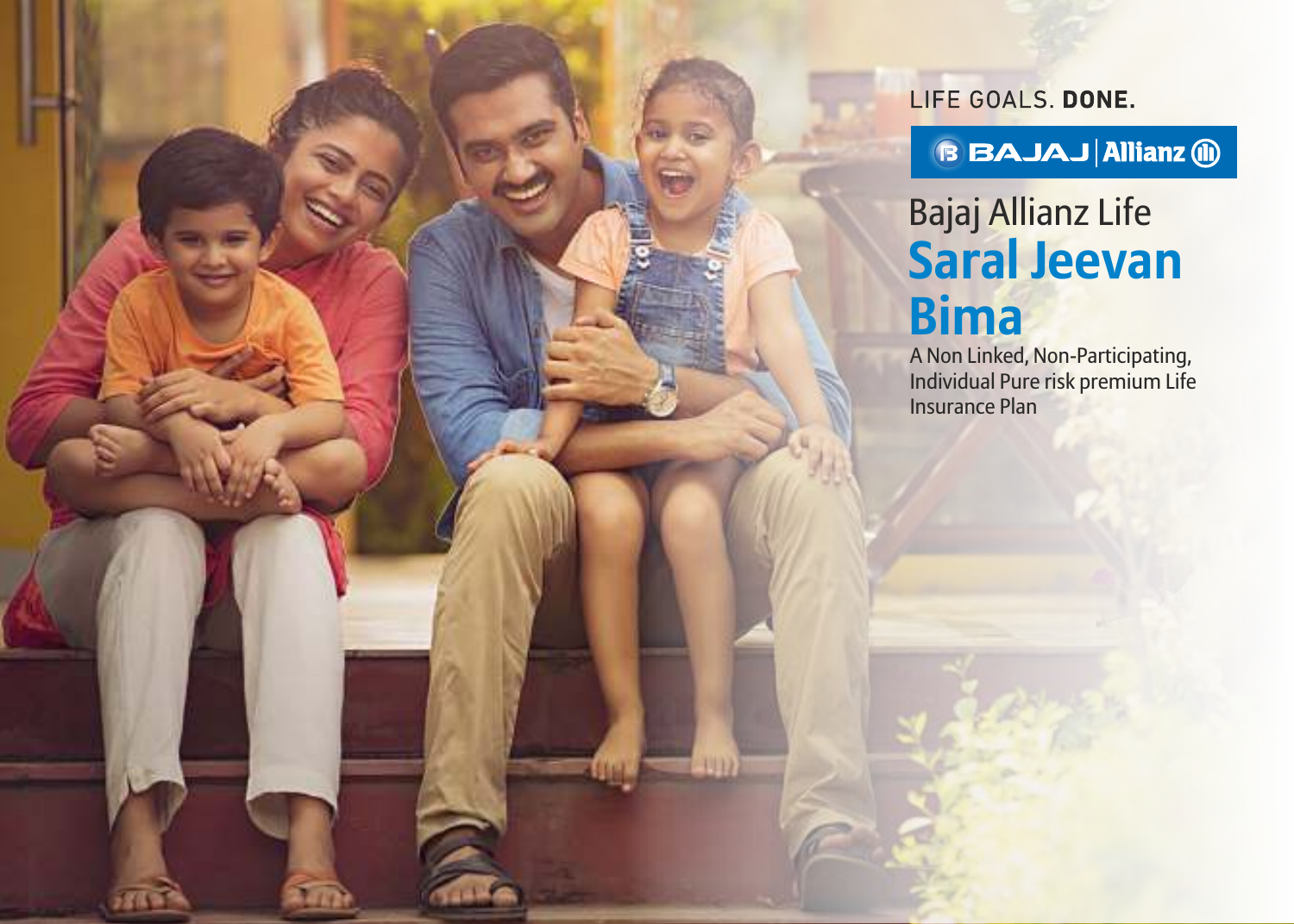LIFE GOALS. **DONE.**

BAJAJ | Allianz

# Bajaj Allianz Life Saral Jeevan Bima

A Non Linked, Non-Participating, Individual Pure risk premium Life Insurance Plan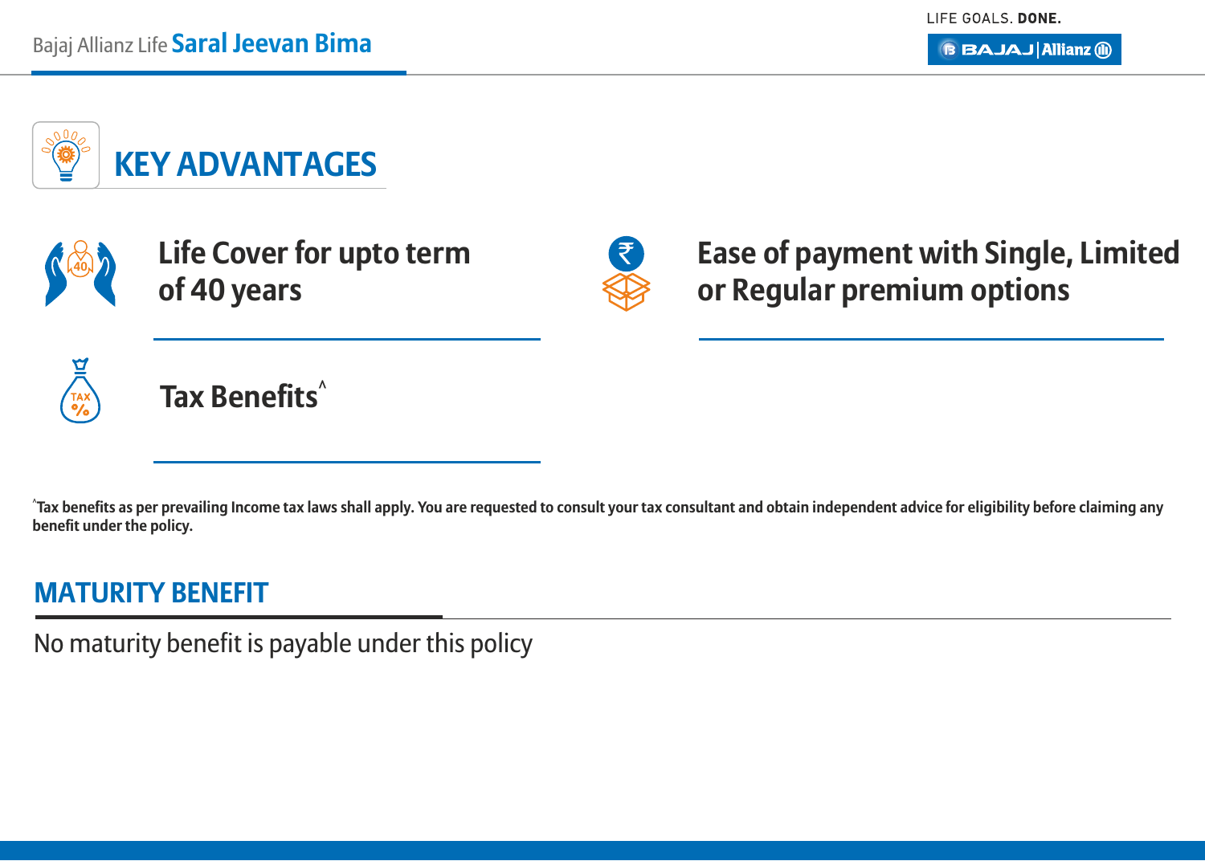## KEY ADVANTAGES

- **Life Cover for upto term of 40 years**
- **Ease of payment with Single, Limited or Regular premium options**
- **Tax Benefits^**

**^Tax benefits as per prevailing Income tax laws shall apply. You are requested to consult your tax consultant and obtain independent advice for eligibility before claiming any benefit under the policy.**

## MATURITY BENEFIT

No maturity benefit is payable under this policy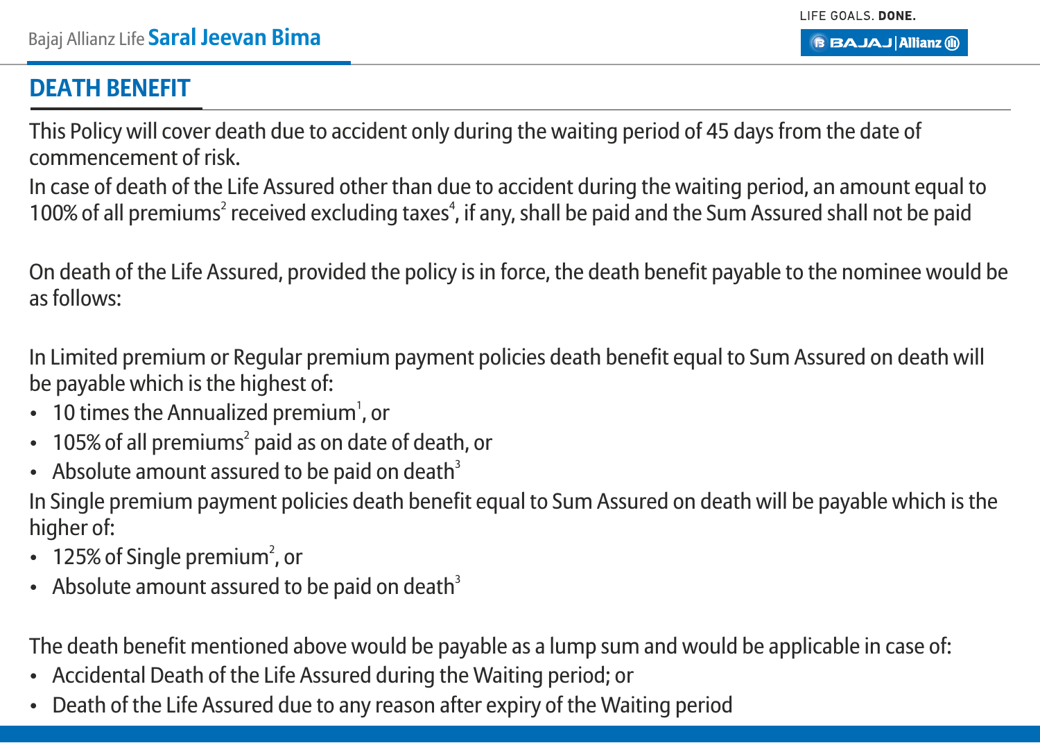## DEATH BENEFIT

This Policy will cover death due to accident only during the waiting period of 45 days from the date of commencement of risk.

In case of death of the Life Assured other than due to accident during the waiting period, an amount equal to 100% of all premiums[2] received excluding taxes[4], if any, shall be paid and the Sum Assured shall not be paid

On death of the Life Assured, provided the policy is in force, the death benefit payable to the nominee would be as follows:

In Limited premium or Regular premium payment policies death benefit equal to Sum Assured on death will be payable which is the highest of:

- 10 times the Annualized premium[1], or
- 105% of all premiums[2] paid as on date of death, or
- Absolute amount assured to be paid on death[3]

In Single premium payment policies death benefit equal to Sum Assured on death will be payable which is the higher of:

- 125% of Single premium[2], or
- Absolute amount assured to be paid on death[3]

The death benefit mentioned above would be payable as a lump sum and would be applicable in case of:

- Accidental Death of the Life Assured during the Waiting period; or
- Death of the Life Assured due to any reason after expiry of the Waiting period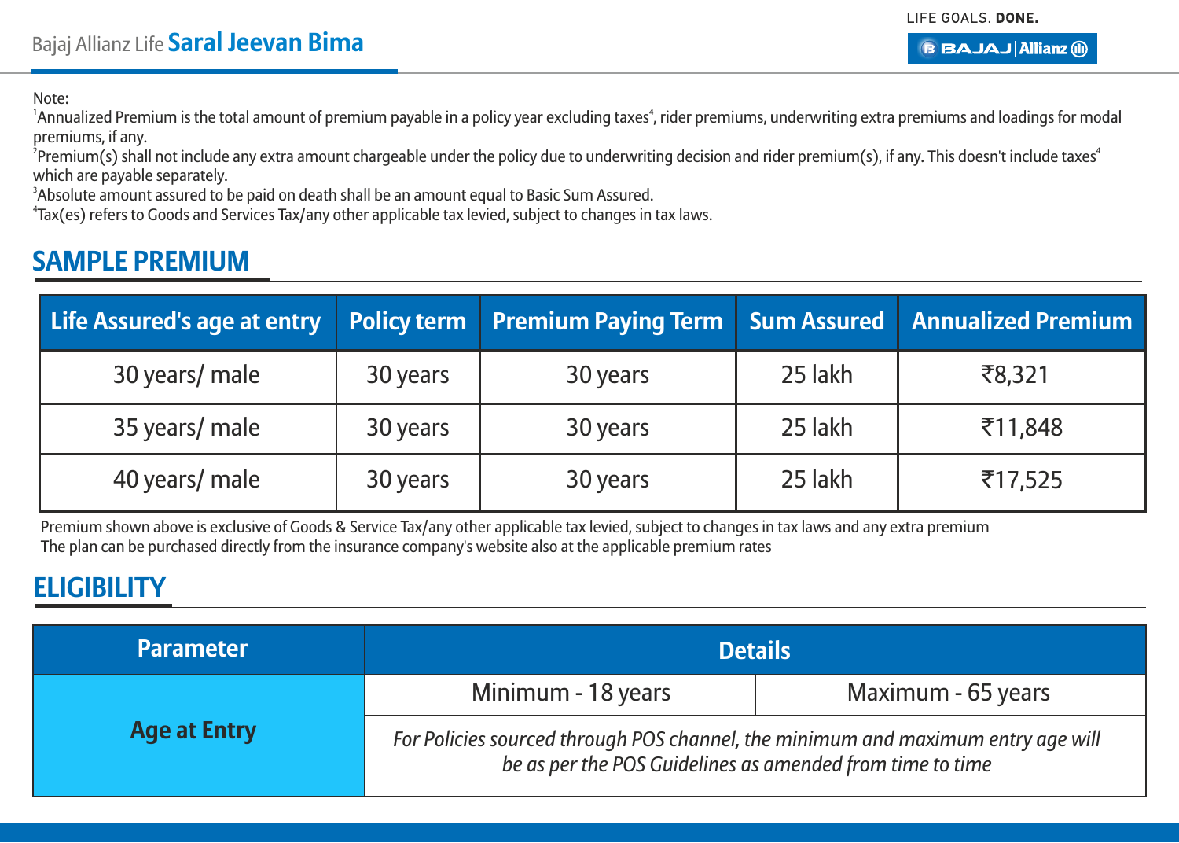Note:

[1]Annualized Premium is the total amount of premium payable in a policy year excluding taxes[4], rider premiums, underwriting extra premiums and loadings for modal premiums, if any.

[2]Premium(s) shall not include any extra amount chargeable under the policy due to underwriting decision and rider premium(s), if any. This doesn't include taxes[4] which are payable separately.

[3]Absolute amount assured to be paid on death shall be an amount equal to Basic Sum Assured.

[4]Tax(es) refers to Goods and Services Tax/any other applicable tax levied, subject to changes in tax laws.

## SAMPLE PREMIUM

| Life Assured's age at entry | Policy term | Premium Paying Term | Sum Assured | Annualized Premium |
|---|---|---|---|---|
| 30 years/ male | 30 years | 30 years | 25 lakh | ₹8,321 |
| 35 years/ male | 30 years | 30 years | 25 lakh | ₹11,848 |
| 40 years/ male | 30 years | 30 years | 25 lakh | ₹17,525 |

Premium shown above is exclusive of Goods & Service Tax/any other applicable tax levied, subject to changes in tax laws and any extra premium
The plan can be purchased directly from the insurance company's website also at the applicable premium rates

## ELIGIBILITY

| Parameter | Details | |
|---|---|---|
| Age at Entry | Minimum - 18 years | Maximum - 65 years |
| | *For Policies sourced through POS channel, the minimum and maximum entry age will be as per the POS Guidelines as amended from time to time* | |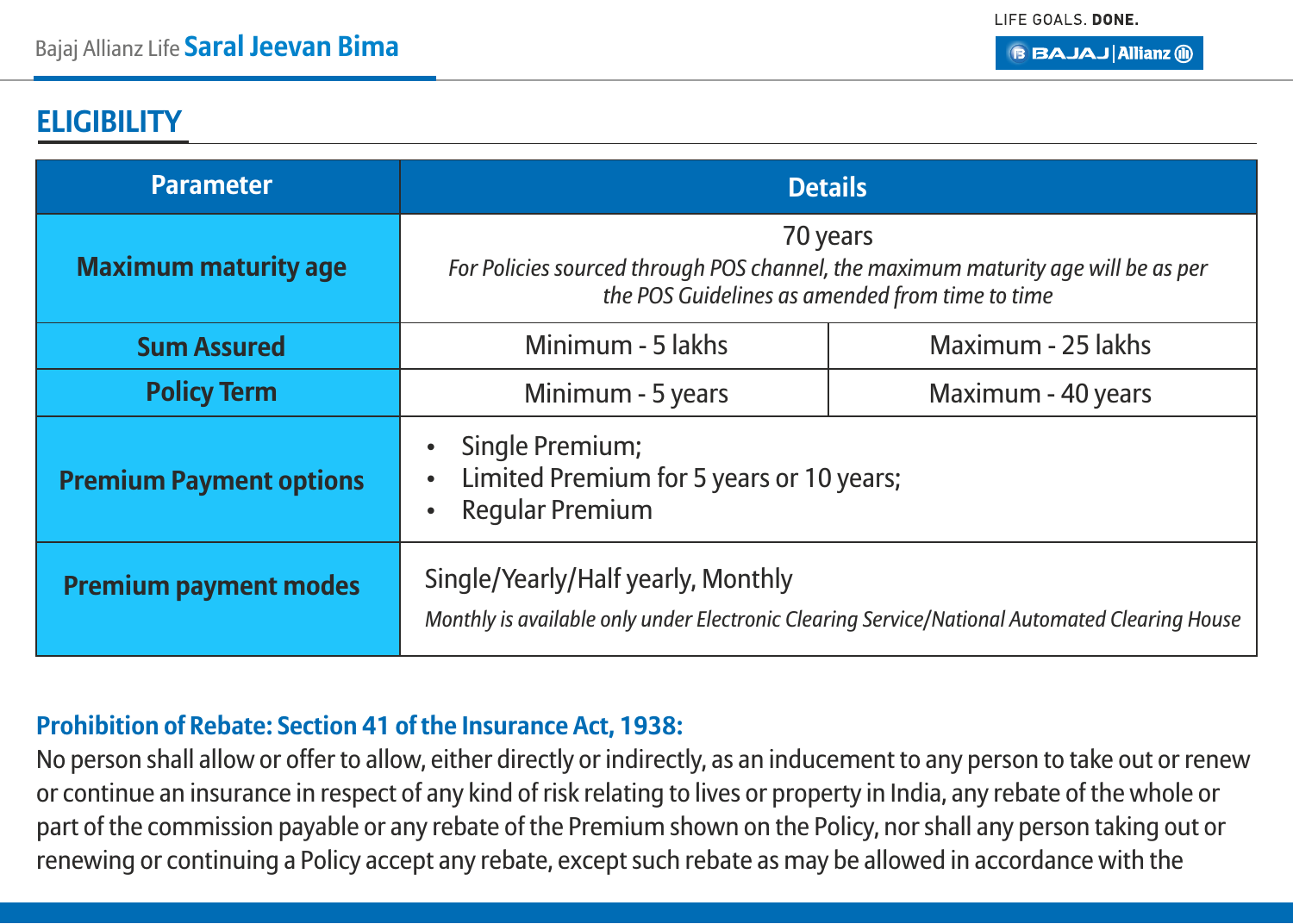## ELIGIBILITY

| Parameter | Details | |
|---|---|---|
| Maximum maturity age | 70 years<br>*For Policies sourced through POS channel, the maximum maturity age will be as per the POS Guidelines as amended from time to time* | |
| Sum Assured | Minimum - 5 lakhs | Maximum - 25 lakhs |
| Policy Term | Minimum - 5 years | Maximum - 40 years |
| Premium Payment options | • Single Premium;<br>• Limited Premium for 5 years or 10 years;<br>• Regular Premium | |
| Premium payment modes | Single/Yearly/Half yearly, Monthly<br>*Monthly is available only under Electronic Clearing Service/National Automated Clearing House* | |

**Prohibition of Rebate: Section 41 of the Insurance Act, 1938:**

No person shall allow or offer to allow, either directly or indirectly, as an inducement to any person to take out or renew or continue an insurance in respect of any kind of risk relating to lives or property in India, any rebate of the whole or part of the commission payable or any rebate of the Premium shown on the Policy, nor shall any person taking out or renewing or continuing a Policy accept any rebate, except such rebate as may be allowed in accordance with the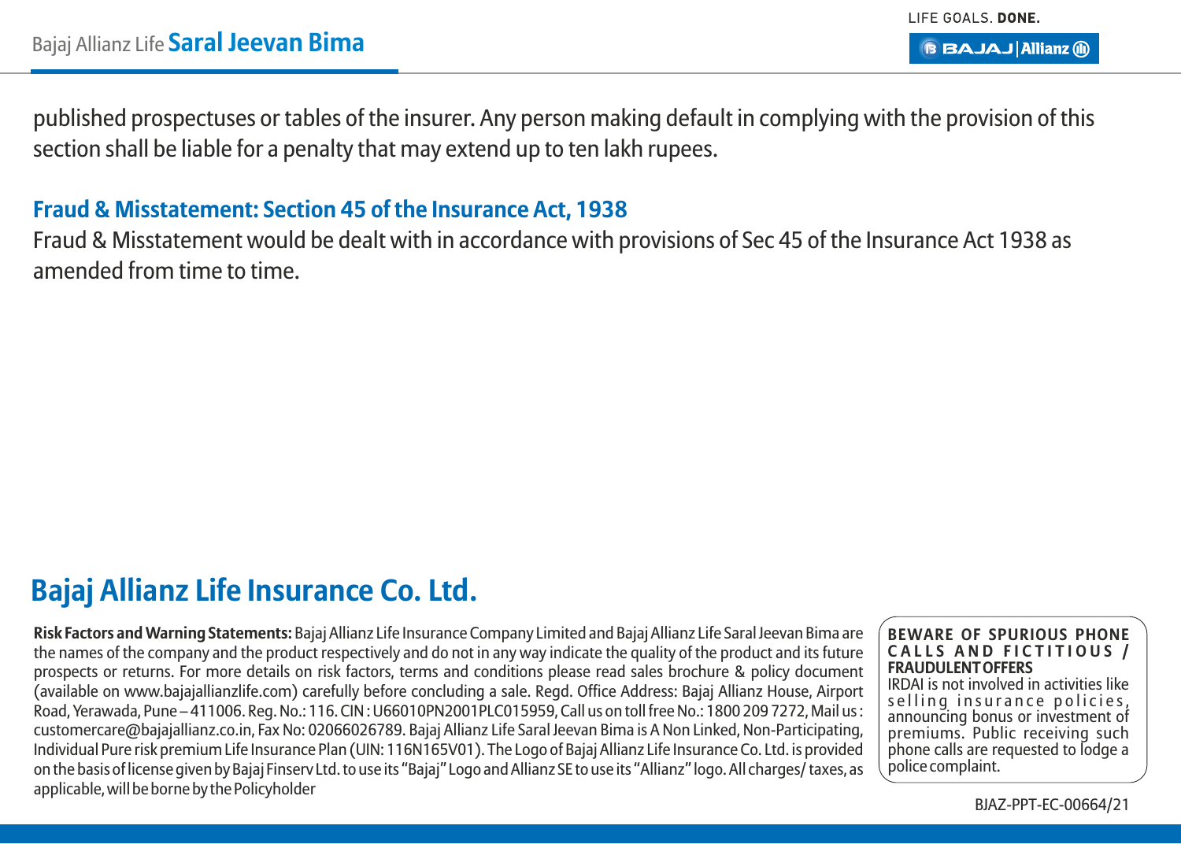published prospectuses or tables of the insurer. Any person making default in complying with the provision of this section shall be liable for a penalty that may extend up to ten lakh rupees.

## Fraud & Misstatement: Section 45 of the Insurance Act, 1938

Fraud & Misstatement would be dealt with in accordance with provisions of Sec 45 of the Insurance Act 1938 as amended from time to time.

# Bajaj Allianz Life Insurance Co. Ltd.

**Risk Factors and Warning Statements:** Bajaj Allianz Life Insurance Company Limited and Bajaj Allianz Life Saral Jeevan Bima are the names of the company and the product respectively and do not in any way indicate the quality of the product and its future prospects or returns. For more details on risk factors, terms and conditions please read sales brochure & policy document (available on www.bajajallianzlife.com) carefully before concluding a sale. Regd. Office Address: Bajaj Allianz House, Airport Road, Yerawada, Pune – 411006. Reg. No.: 116. CIN : U66010PN2001PLC015959, Call us on toll free No.: 1800 209 7272, Mail us : customercare@bajajallianz.co.in, Fax No: 02066026789. Bajaj Allianz Life Saral Jeevan Bima is A Non Linked, Non-Participating, Individual Pure risk premium Life Insurance Plan (UIN: 116N165V01). The Logo of Bajaj Allianz Life Insurance Co. Ltd. is provided on the basis of license given by Bajaj Finserv Ltd. to use its "Bajaj" Logo and Allianz SE to use its "Allianz" logo. All charges/ taxes, as applicable, will be borne by the Policyholder

**BEWARE OF SPURIOUS PHONE CALLS AND FICTITIOUS / FRAUDULENT OFFERS**
IRDAI is not involved in activities like selling insurance policies, announcing bonus or investment of premiums. Public receiving such phone calls are requested to lodge a police complaint.

BJAZ-PPT-EC-00664/21